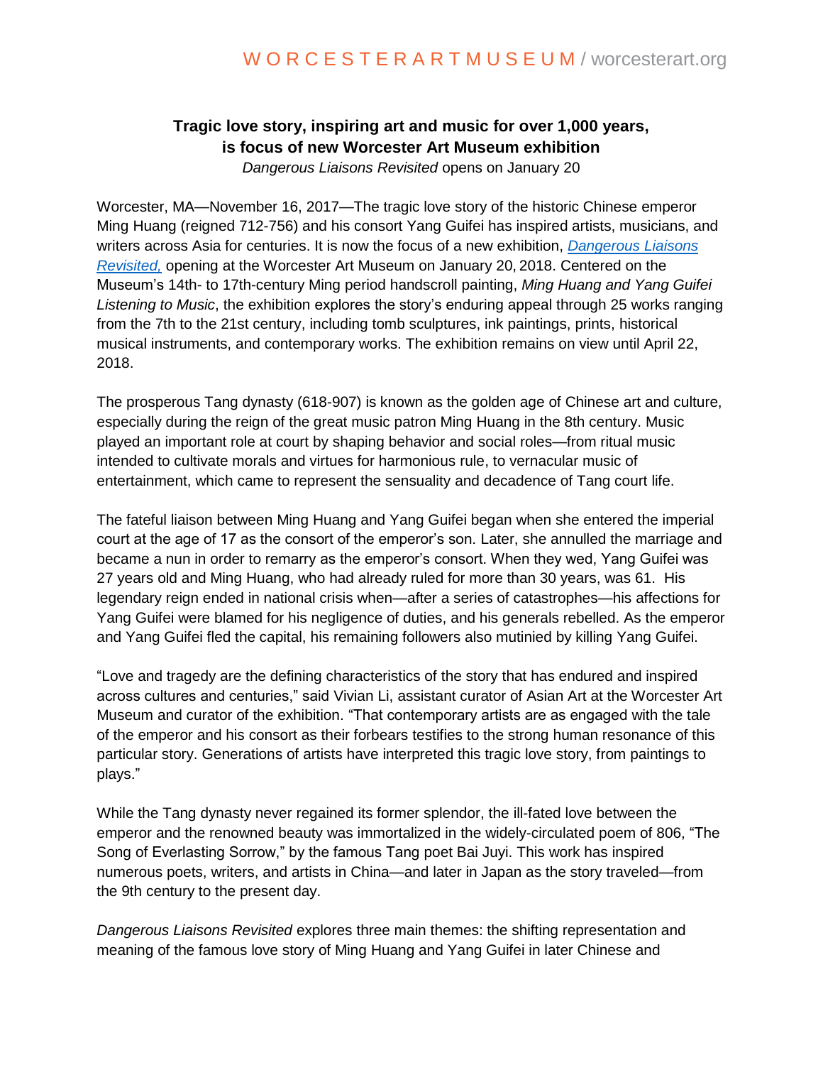W O R C E S T E R A R T M U S E U M / worcesterart.org

**Tragic love story, inspiring art and music for over 1,000 years, is focus of new Worcester Art Museum exhibition**

*Dangerous Liaisons Revisited* opens on January 20

Worcester, MA—November 16, 2017—The tragic love story of the historic Chinese emperor Ming Huang (reigned 712-756) and his consort Yang Guifei has inspired artists, musicians, and writers across Asia for centuries. It is now the focus of a new exhibition, [*Dangerous Liaisons Revisited,*]() opening at the Worcester Art Museum on January 20, 2018. Centered on the Museum's 14th- to 17th-century Ming period handscroll painting, *Ming Huang and Yang Guifei Listening to Music*, the exhibition explores the story's enduring appeal through 25 works ranging from the 7th to the 21st century, including tomb sculptures, ink paintings, prints, historical musical instruments, and contemporary works. The exhibition remains on view until April 22, 2018.

The prosperous Tang dynasty (618-907) is known as the golden age of Chinese art and culture, especially during the reign of the great music patron Ming Huang in the 8th century. Music played an important role at court by shaping behavior and social roles—from ritual music intended to cultivate morals and virtues for harmonious rule, to vernacular music of entertainment, which came to represent the sensuality and decadence of Tang court life.

The fateful liaison between Ming Huang and Yang Guifei began when she entered the imperial court at the age of 17 as the consort of the emperor's son. Later, she annulled the marriage and became a nun in order to remarry as the emperor's consort. When they wed, Yang Guifei was 27 years old and Ming Huang, who had already ruled for more than 30 years, was 61. His legendary reign ended in national crisis when—after a series of catastrophes—his affections for Yang Guifei were blamed for his negligence of duties, and his generals rebelled. As the emperor and Yang Guifei fled the capital, his remaining followers also mutinied by killing Yang Guifei.

"Love and tragedy are the defining characteristics of the story that has endured and inspired across cultures and centuries," said Vivian Li, assistant curator of Asian Art at the Worcester Art Museum and curator of the exhibition. "That contemporary artists are as engaged with the tale of the emperor and his consort as their forbears testifies to the strong human resonance of this particular story. Generations of artists have interpreted this tragic love story, from paintings to plays."

While the Tang dynasty never regained its former splendor, the ill-fated love between the emperor and the renowned beauty was immortalized in the widely-circulated poem of 806, "The Song of Everlasting Sorrow," by the famous Tang poet Bai Juyi. This work has inspired numerous poets, writers, and artists in China—and later in Japan as the story traveled—from the 9th century to the present day.

*Dangerous Liaisons Revisited* explores three main themes: the shifting representation and meaning of the famous love story of Ming Huang and Yang Guifei in later Chinese and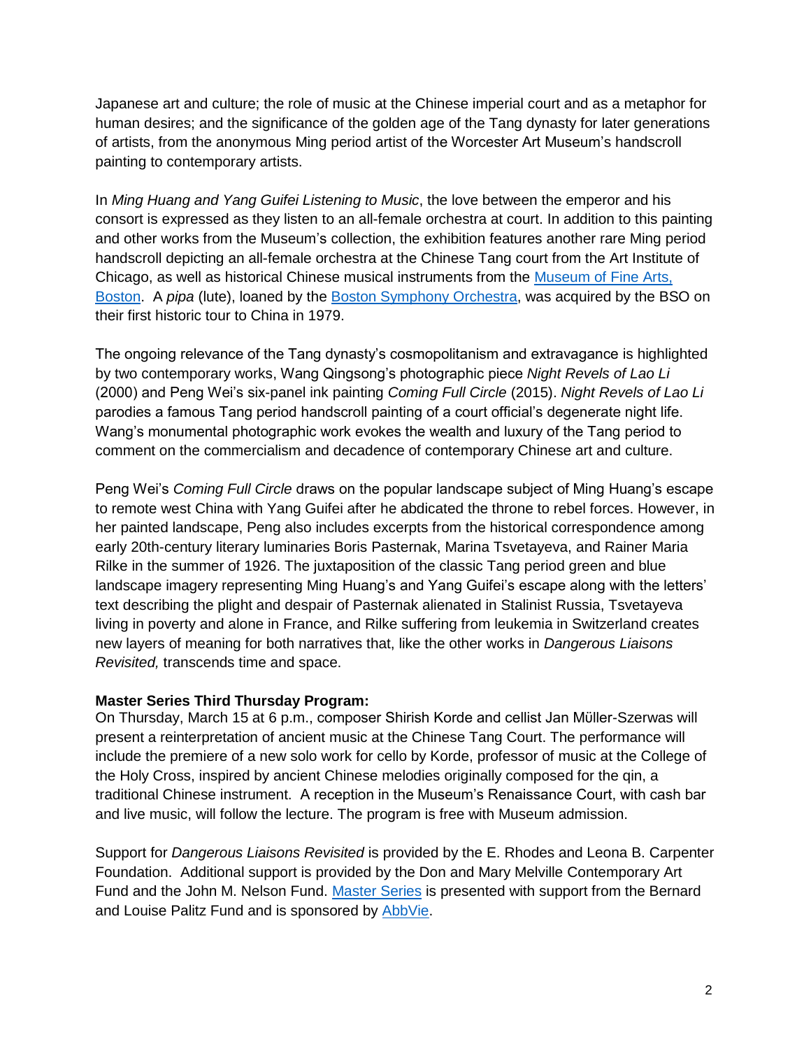Japanese art and culture; the role of music at the Chinese imperial court and as a metaphor for human desires; and the significance of the golden age of the Tang dynasty for later generations of artists, from the anonymous Ming period artist of the Worcester Art Museum's handscroll painting to contemporary artists.

In *Ming Huang and Yang Guifei Listening to Music*, the love between the emperor and his consort is expressed as they listen to an all-female orchestra at court. In addition to this painting and other works from the Museum's collection, the exhibition features another rare Ming period handscroll depicting an all-female orchestra at the Chinese Tang court from the Art Institute of Chicago, as well as historical Chinese musical instruments from the Museum of Fine Arts, Boston. A *pipa* (lute), loaned by the Boston Symphony Orchestra, was acquired by the BSO on their first historic tour to China in 1979.

The ongoing relevance of the Tang dynasty's cosmopolitanism and extravagance is highlighted by two contemporary works, Wang Qingsong's photographic piece *Night Revels of Lao Li* (2000) and Peng Wei's six-panel ink painting *Coming Full Circle* (2015). *Night Revels of Lao Li* parodies a famous Tang period handscroll painting of a court official's degenerate night life. Wang's monumental photographic work evokes the wealth and luxury of the Tang period to comment on the commercialism and decadence of contemporary Chinese art and culture.

Peng Wei's *Coming Full Circle* draws on the popular landscape subject of Ming Huang's escape to remote west China with Yang Guifei after he abdicated the throne to rebel forces. However, in her painted landscape, Peng also includes excerpts from the historical correspondence among early 20th-century literary luminaries Boris Pasternak, Marina Tsvetayeva, and Rainer Maria Rilke in the summer of 1926. The juxtaposition of the classic Tang period green and blue landscape imagery representing Ming Huang's and Yang Guifei's escape along with the letters' text describing the plight and despair of Pasternak alienated in Stalinist Russia, Tsvetayeva living in poverty and alone in France, and Rilke suffering from leukemia in Switzerland creates new layers of meaning for both narratives that, like the other works in *Dangerous Liaisons Revisited,* transcends time and space.

**Master Series Third Thursday Program:**

On Thursday, March 15 at 6 p.m., composer Shirish Korde and cellist Jan Müller-Szerwas will present a reinterpretation of ancient music at the Chinese Tang Court. The performance will include the premiere of a new solo work for cello by Korde, professor of music at the College of the Holy Cross, inspired by ancient Chinese melodies originally composed for the qin, a traditional Chinese instrument. A reception in the Museum's Renaissance Court, with cash bar and live music, will follow the lecture. The program is free with Museum admission.

Support for *Dangerous Liaisons Revisited* is provided by the E. Rhodes and Leona B. Carpenter Foundation. Additional support is provided by the Don and Mary Melville Contemporary Art Fund and the John M. Nelson Fund. Master Series is presented with support from the Bernard and Louise Palitz Fund and is sponsored by AbbVie.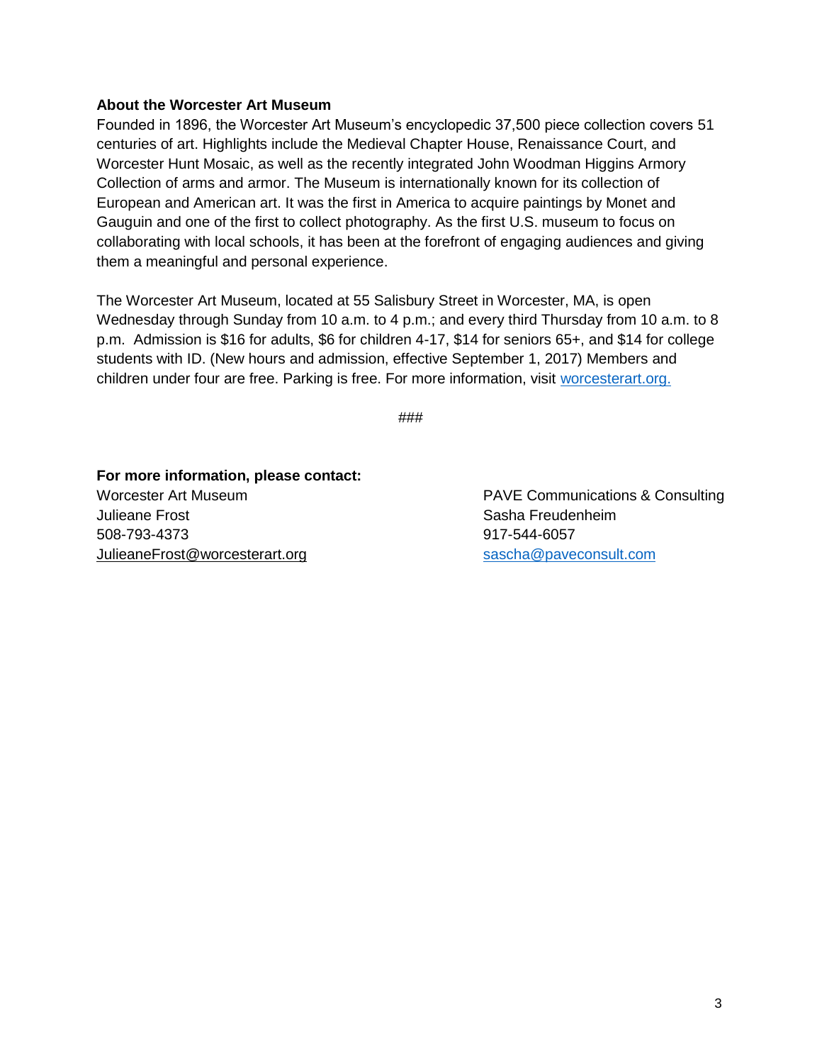**About the Worcester Art Museum**

Founded in 1896, the Worcester Art Museum's encyclopedic 37,500 piece collection covers 51 centuries of art. Highlights include the Medieval Chapter House, Renaissance Court, and Worcester Hunt Mosaic, as well as the recently integrated John Woodman Higgins Armory Collection of arms and armor. The Museum is internationally known for its collection of European and American art. It was the first in America to acquire paintings by Monet and Gauguin and one of the first to collect photography. As the first U.S. museum to focus on collaborating with local schools, it has been at the forefront of engaging audiences and giving them a meaningful and personal experience.

The Worcester Art Museum, located at 55 Salisbury Street in Worcester, MA, is open Wednesday through Sunday from 10 a.m. to 4 p.m.; and every third Thursday from 10 a.m. to 8 p.m. Admission is $16 for adults, $6 for children 4-17, $14 for seniors 65+, and $14 for college students with ID. (New hours and admission, effective September 1, 2017) Members and children under four are free. Parking is free. For more information, visit worcesterart.org.

###

**For more information, please contact:**

Worcester Art Museum
Julieane Frost
508-793-4373
JulieaneFrost@worcesterart.org

PAVE Communications & Consulting
Sasha Freudenheim
917-544-6057
sascha@paveconsult.com